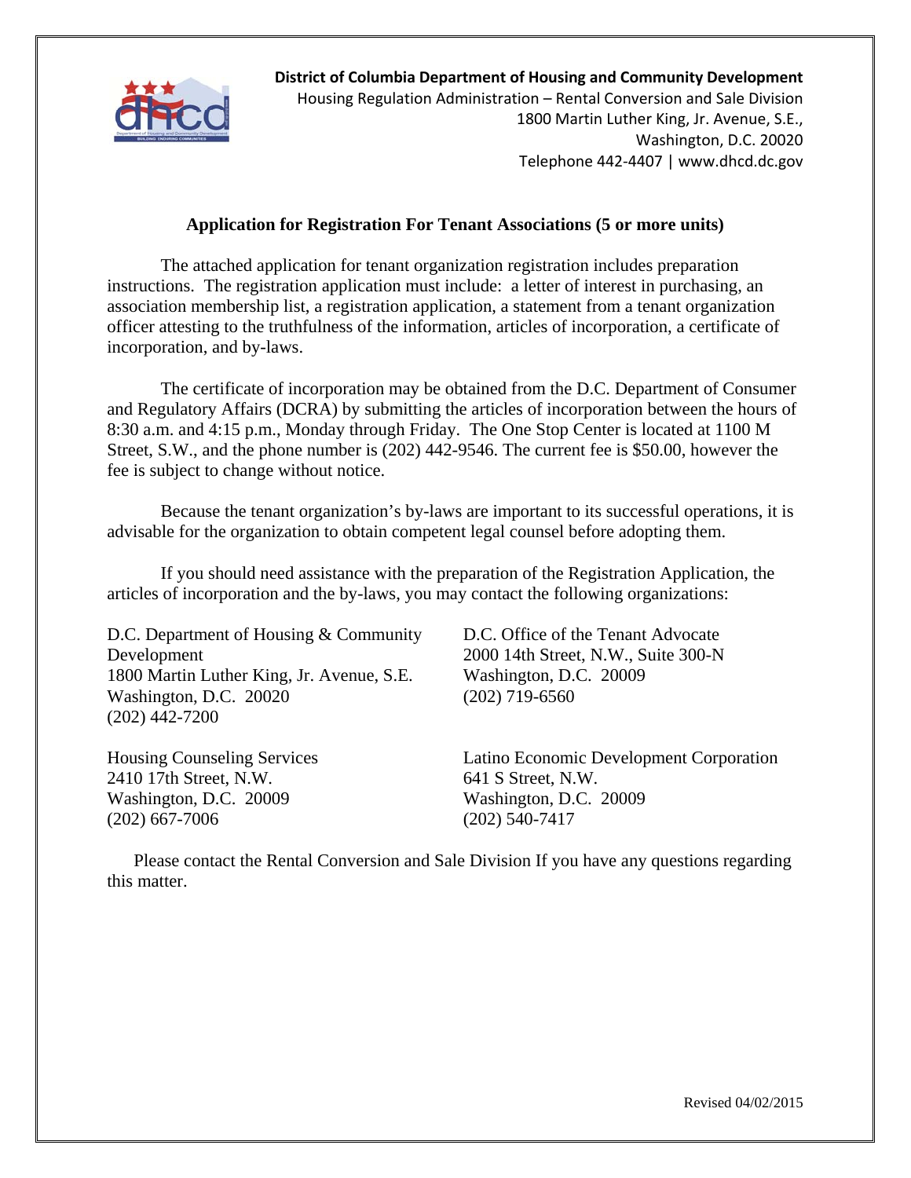**District of Columbia Department of Housing and Community Development**
Housing Regulation Administration – Rental Conversion and Sale Division
1800 Martin Luther King, Jr. Avenue, S.E.,
Washington, D.C. 20020
Telephone 442-4407 | www.dhcd.dc.gov

## Application for Registration For Tenant Associations (5 or more units)

The attached application for tenant organization registration includes preparation instructions. The registration application must include: a letter of interest in purchasing, an association membership list, a registration application, a statement from a tenant organization officer attesting to the truthfulness of the information, articles of incorporation, a certificate of incorporation, and by-laws.

The certificate of incorporation may be obtained from the D.C. Department of Consumer and Regulatory Affairs (DCRA) by submitting the articles of incorporation between the hours of 8:30 a.m. and 4:15 p.m., Monday through Friday. The One Stop Center is located at 1100 M Street, S.W., and the phone number is (202) 442-9546. The current fee is $50.00, however the fee is subject to change without notice.

Because the tenant organization's by-laws are important to its successful operations, it is advisable for the organization to obtain competent legal counsel before adopting them.

If you should need assistance with the preparation of the Registration Application, the articles of incorporation and the by-laws, you may contact the following organizations:

D.C. Department of Housing & Community Development
1800 Martin Luther King, Jr. Avenue, S.E.
Washington, D.C. 20020
(202) 442-7200

D.C. Office of the Tenant Advocate
2000 14th Street, N.W., Suite 300-N
Washington, D.C. 20009
(202) 719-6560

Housing Counseling Services
2410 17th Street, N.W.
Washington, D.C. 20009
(202) 667-7006

Latino Economic Development Corporation
641 S Street, N.W.
Washington, D.C. 20009
(202) 540-7417

Please contact the Rental Conversion and Sale Division If you have any questions regarding this matter.

Revised 04/02/2015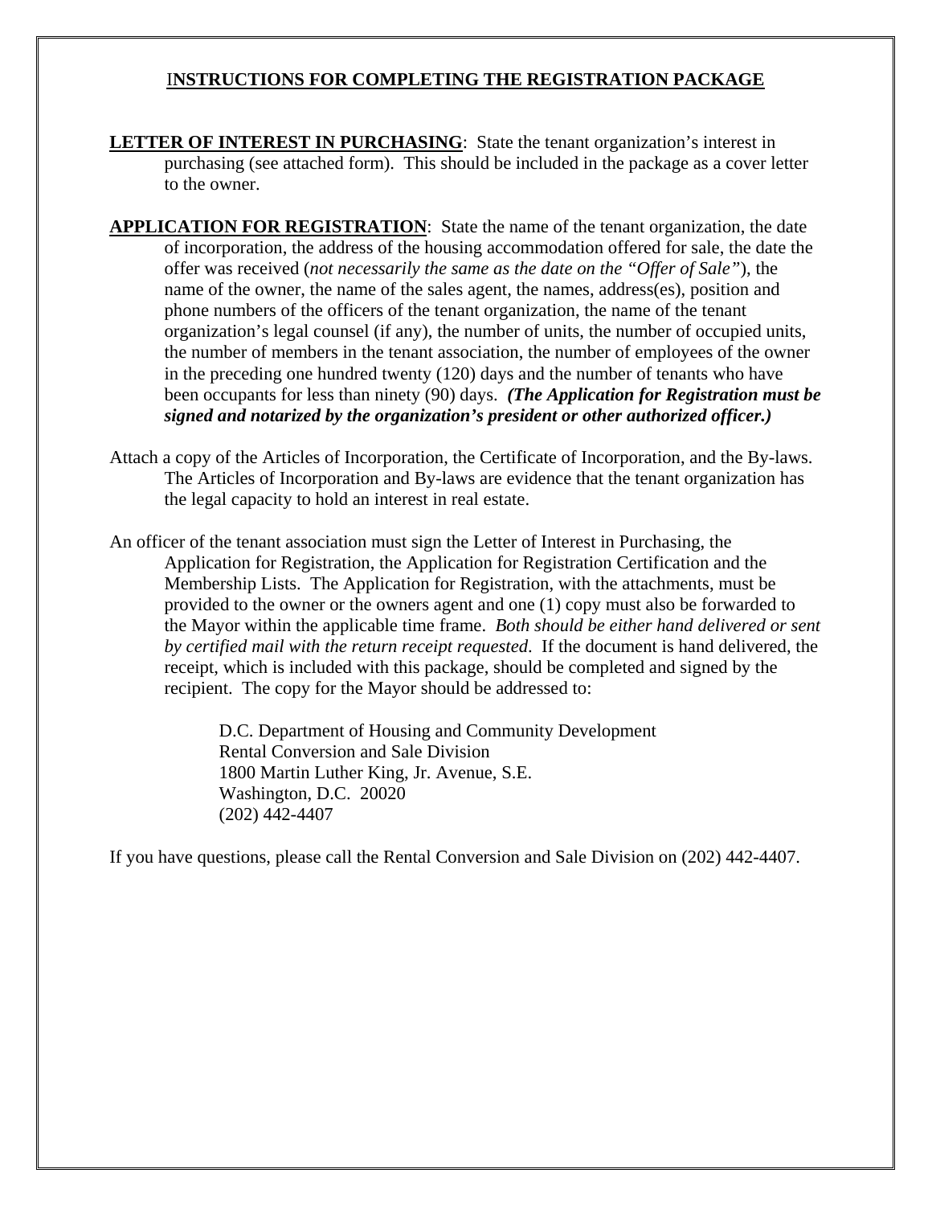## INSTRUCTIONS FOR COMPLETING THE REGISTRATION PACKAGE

**LETTER OF INTEREST IN PURCHASING**: State the tenant organization's interest in purchasing (see attached form). This should be included in the package as a cover letter to the owner.

**APPLICATION FOR REGISTRATION**: State the name of the tenant organization, the date of incorporation, the address of the housing accommodation offered for sale, the date the offer was received (*not necessarily the same as the date on the "Offer of Sale"*), the name of the owner, the name of the sales agent, the names, address(es), position and phone numbers of the officers of the tenant organization, the name of the tenant organization's legal counsel (if any), the number of units, the number of occupied units, the number of members in the tenant association, the number of employees of the owner in the preceding one hundred twenty (120) days and the number of tenants who have been occupants for less than ninety (90) days. ***(The Application for Registration must be signed and notarized by the organization's president or other authorized officer.)***

Attach a copy of the Articles of Incorporation, the Certificate of Incorporation, and the By-laws. The Articles of Incorporation and By-laws are evidence that the tenant organization has the legal capacity to hold an interest in real estate.

An officer of the tenant association must sign the Letter of Interest in Purchasing, the Application for Registration, the Application for Registration Certification and the Membership Lists. The Application for Registration, with the attachments, must be provided to the owner or the owners agent and one (1) copy must also be forwarded to the Mayor within the applicable time frame. *Both should be either hand delivered or sent by certified mail with the return receipt requested*. If the document is hand delivered, the receipt, which is included with this package, should be completed and signed by the recipient. The copy for the Mayor should be addressed to:

D.C. Department of Housing and Community Development
Rental Conversion and Sale Division
1800 Martin Luther King, Jr. Avenue, S.E.
Washington, D.C. 20020
(202) 442-4407

If you have questions, please call the Rental Conversion and Sale Division on (202) 442-4407.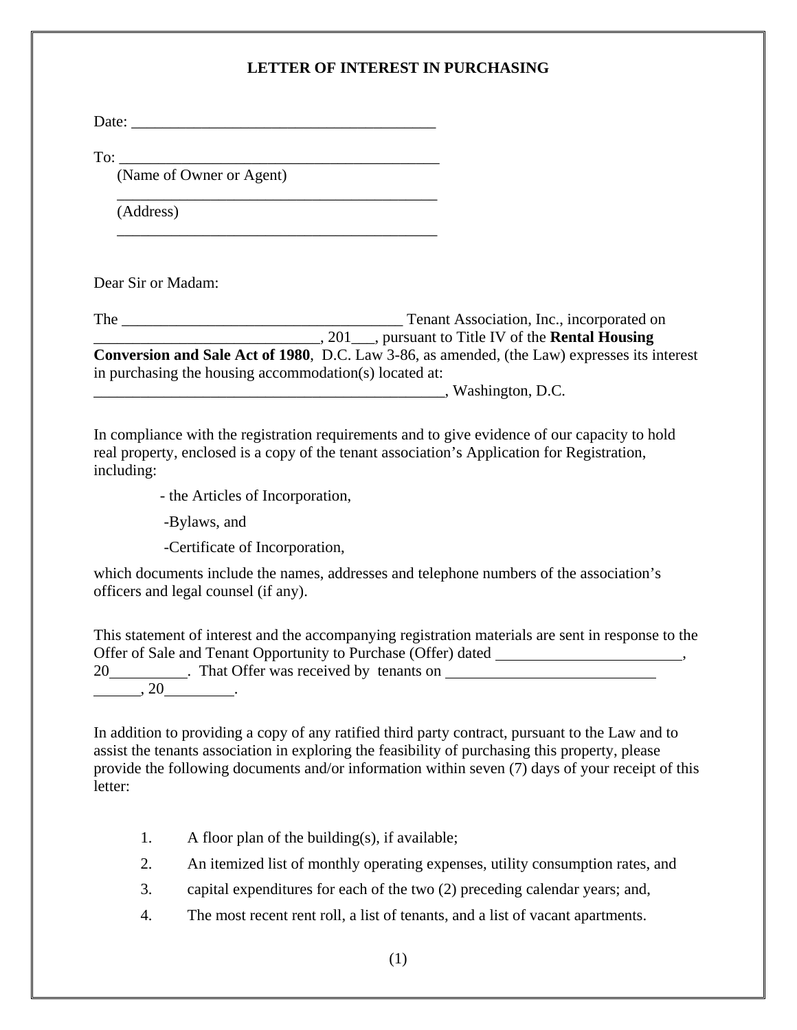# LETTER OF INTEREST IN PURCHASING

Date: _______________________________________

To: __________________________________________
(Name of Owner or Agent)
__________________________________________
(Address)
__________________________________________

Dear Sir or Madam:

The ____________________________________ Tenant Association, Inc., incorporated on _____________________________, 201___, pursuant to Title IV of the **Rental Housing Conversion and Sale Act of 1980**, D.C. Law 3-86, as amended, (the Law) expresses its interest in purchasing the housing accommodation(s) located at: _______________________________________________, Washington, D.C.

In compliance with the registration requirements and to give evidence of our capacity to hold real property, enclosed is a copy of the tenant association's Application for Registration, including:

- the Articles of Incorporation,
- Bylaws, and
- Certificate of Incorporation,

which documents include the names, addresses and telephone numbers of the association's officers and legal counsel (if any).

This statement of interest and the accompanying registration materials are sent in response to the Offer of Sale and Tenant Opportunity to Purchase (Offer) dated ________________________, 20__________. That Offer was received by tenants on ___________________________ ______, 20_________.

In addition to providing a copy of any ratified third party contract, pursuant to the Law and to assist the tenants association in exploring the feasibility of purchasing this property, please provide the following documents and/or information within seven (7) days of your receipt of this letter:

1. A floor plan of the building(s), if available;
2. An itemized list of monthly operating expenses, utility consumption rates, and
3. capital expenditures for each of the two (2) preceding calendar years; and,
4. The most recent rent roll, a list of tenants, and a list of vacant apartments.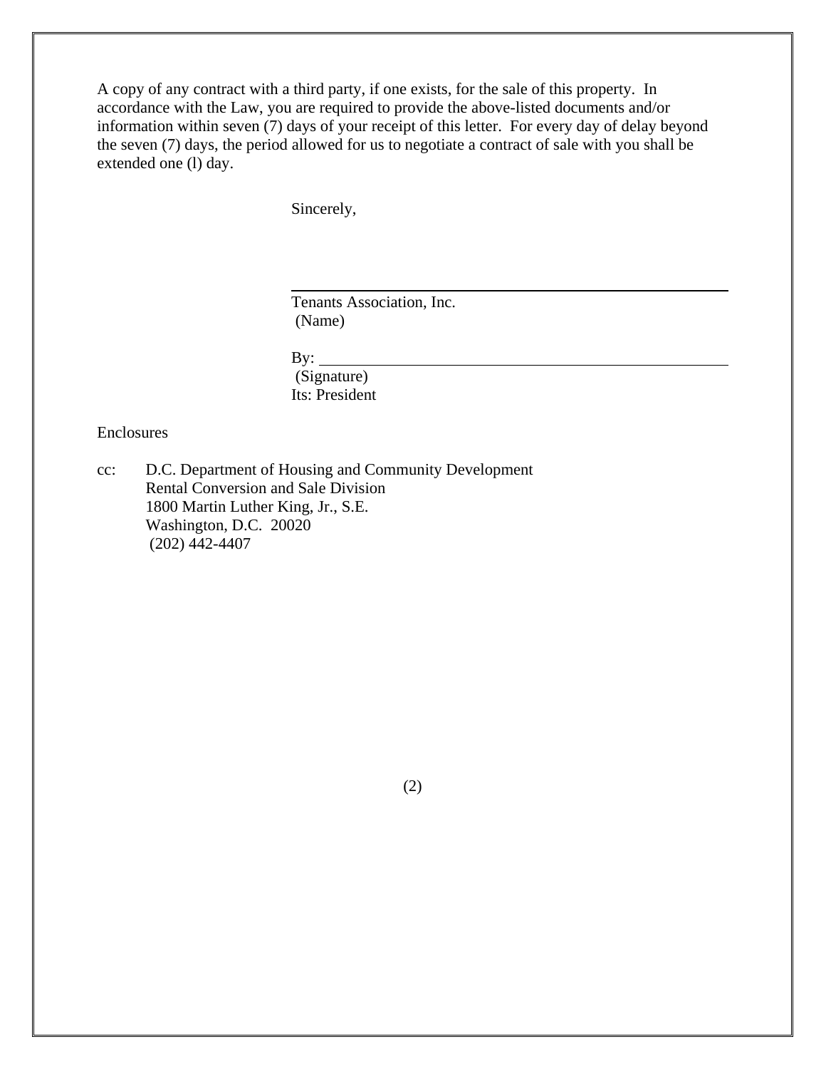A copy of any contract with a third party, if one exists, for the sale of this property. In accordance with the Law, you are required to provide the above-listed documents and/or information within seven (7) days of your receipt of this letter. For every day of delay beyond the seven (7) days, the period allowed for us to negotiate a contract of sale with you shall be extended one (l) day.

Sincerely,

\_\_\_\_\_\_\_\_\_\_\_\_\_\_\_\_\_\_\_\_\_\_\_\_\_\_\_\_\_\_\_\_\_\_\_\_\_\_\_\_

Tenants Association, Inc.
(Name)

By: \_\_\_\_\_\_\_\_\_\_\_\_\_\_\_\_\_\_\_\_\_\_\_\_\_\_\_\_\_\_\_\_\_\_\_\_
(Signature)
Its: President

Enclosures

cc: D.C. Department of Housing and Community Development
Rental Conversion and Sale Division
1800 Martin Luther King, Jr., S.E.
Washington, D.C. 20020
(202) 442-4407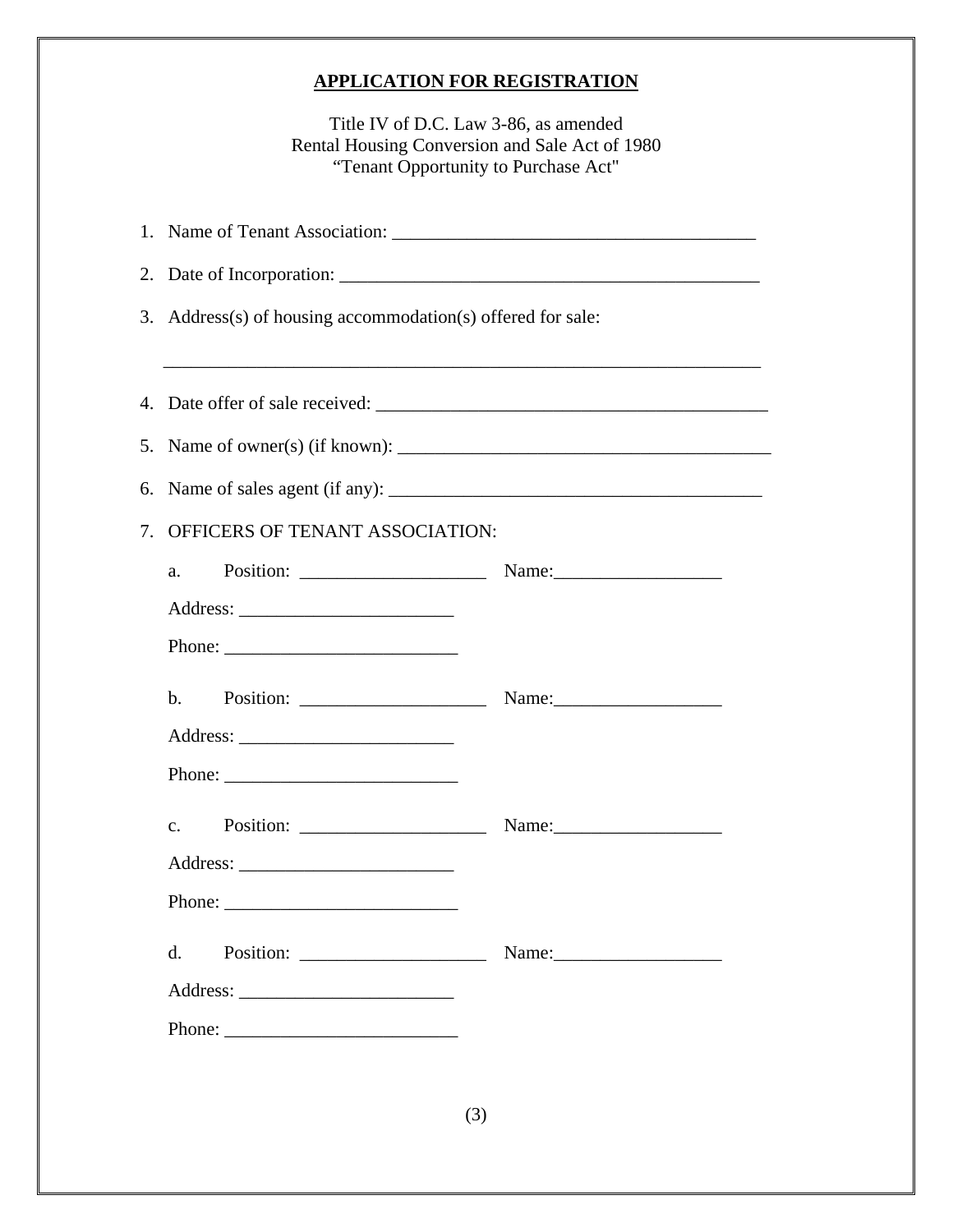# APPLICATION FOR REGISTRATION

Title IV of D.C. Law 3-86, as amended
Rental Housing Conversion and Sale Act of 1980
"Tenant Opportunity to Purchase Act"

1. Name of Tenant Association: ______________________________________

2. Date of Incorporation: ____________________________________________

3. Address(s) of housing accommodation(s) offered for sale:

   ________________________________________________________________

4. Date offer of sale received: __________________________________________

5. Name of owner(s) (if known): _________________________________________

6. Name of sales agent (if any): _________________________________________

7. OFFICERS OF TENANT ASSOCIATION:

   a. Position: ____________________ Name:__________________

   Address: _______________________

   Phone: _________________________

   b. Position: ____________________ Name:__________________

   Address: _______________________

   Phone: _________________________

   c. Position: ____________________ Name:__________________

   Address: _______________________

   Phone: _________________________

   d. Position: ____________________ Name:__________________

   Address: _______________________

   Phone: _________________________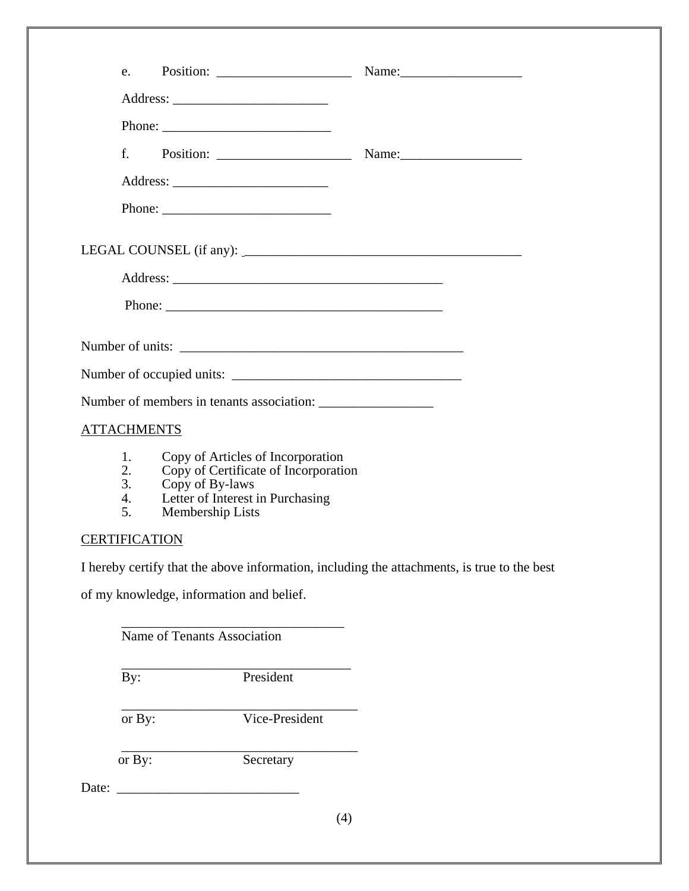e. Position: ____________________ Name:__________________

Address: _______________________

Phone: _________________________

f. Position: ____________________ Name:__________________

Address: _______________________

Phone: _________________________

LEGAL COUNSEL (if any): ________________________________________

Address: _______________________________________

Phone: _________________________________________

Number of units: __________________________________________

Number of occupied units: __________________________________

Number of members in tenants association: ________________

ATTACHMENTS

1. Copy of Articles of Incorporation
2. Copy of Certificate of Incorporation
3. Copy of By-laws
4. Letter of Interest in Purchasing
5. Membership Lists

CERTIFICATION

I hereby certify that the above information, including the attachments, is true to the best of my knowledge, information and belief.

_________________________________
Name of Tenants Association

_________________________________
By: President

_________________________________
or By: Vice-President

_________________________________
or By: Secretary

Date: ___________________________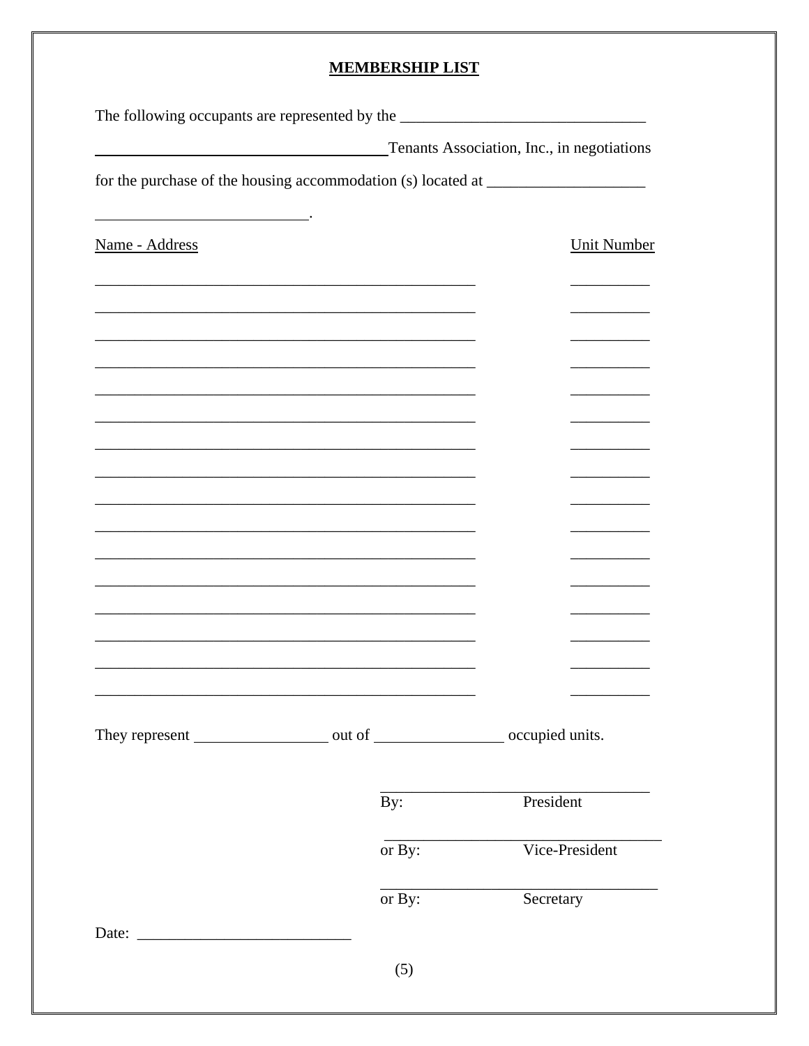## MEMBERSHIP LIST

The following occupants are represented by the _______________________________ _____________________________________ Tenants Association, Inc., in negotiations for the purchase of the housing accommodation (s) located at ____________________ ___________________________.

| Name - Address | Unit Number |
| --- | --- |
| _________________________________________________ | __________ |
| _________________________________________________ | __________ |
| _________________________________________________ | __________ |
| _________________________________________________ | __________ |
| _________________________________________________ | __________ |
| _________________________________________________ | __________ |
| _________________________________________________ | __________ |
| _________________________________________________ | __________ |
| _________________________________________________ | __________ |
| _________________________________________________ | __________ |
| _________________________________________________ | __________ |
| _________________________________________________ | __________ |
| _________________________________________________ | __________ |
| _________________________________________________ | __________ |
| _________________________________________________ | __________ |
| _________________________________________________ | __________ |

They represent _________________ out of ________________ occupied units.

___________________________________
By: President

___________________________________
or By: Vice-President

___________________________________
or By: Secretary

Date: ___________________________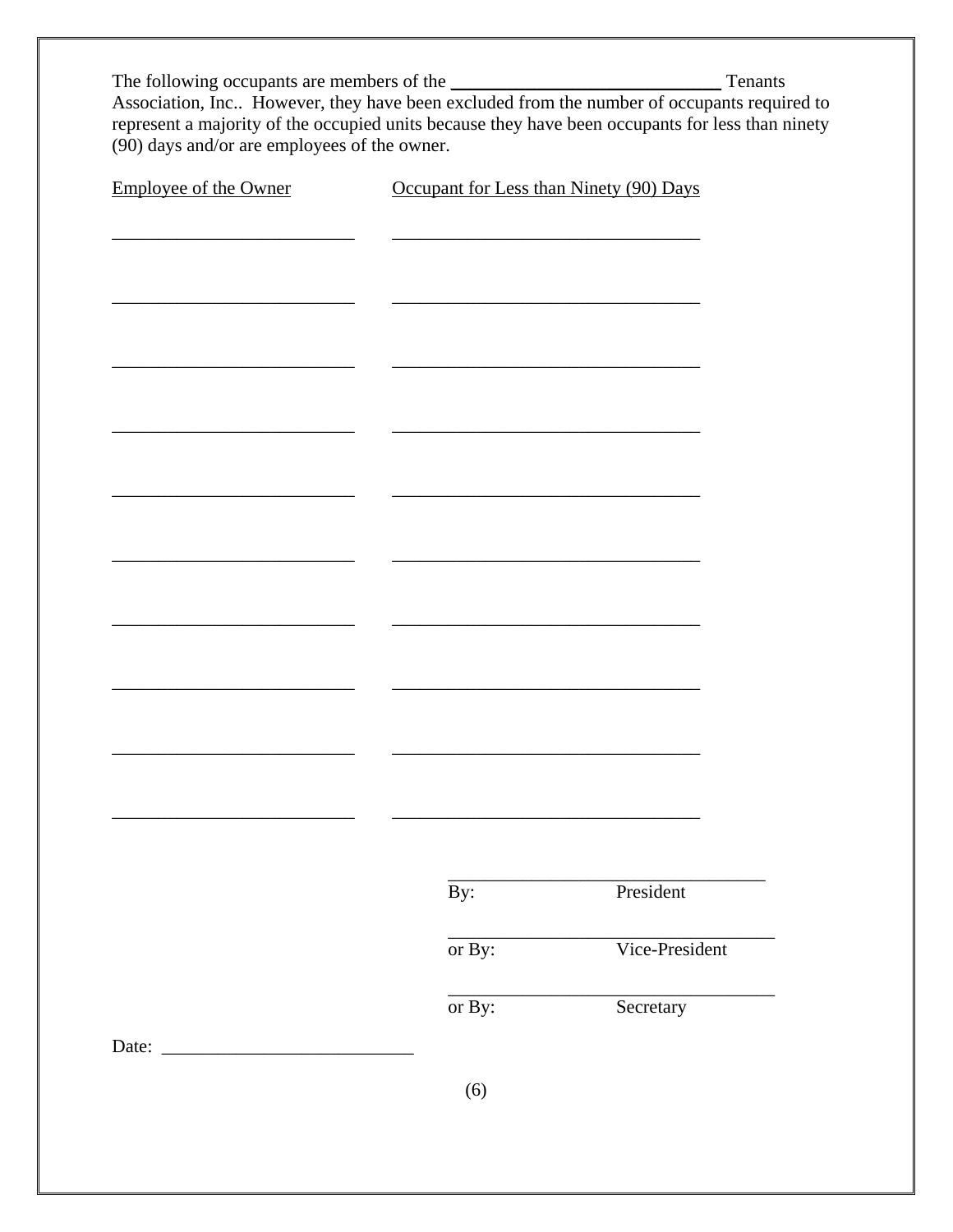The following occupants are members of the ____________________________ Tenants Association, Inc.. However, they have been excluded from the number of occupants required to represent a majority of the occupied units because they have been occupants for less than ninety (90) days and/or are employees of the owner.

| Employee of the Owner | Occupant for Less than Ninety (90) Days |
| --- | --- |
| __________________________ | _________________________________ |
| __________________________ | _________________________________ |
| __________________________ | _________________________________ |
| __________________________ | _________________________________ |
| __________________________ | _________________________________ |
| __________________________ | _________________________________ |
| __________________________ | _________________________________ |
| __________________________ | _________________________________ |
| __________________________ | _________________________________ |
| __________________________ | _________________________________ |

__________________________________
By: President

__________________________________
or By: Vice-President

__________________________________
or By: Secretary

Date: __________________________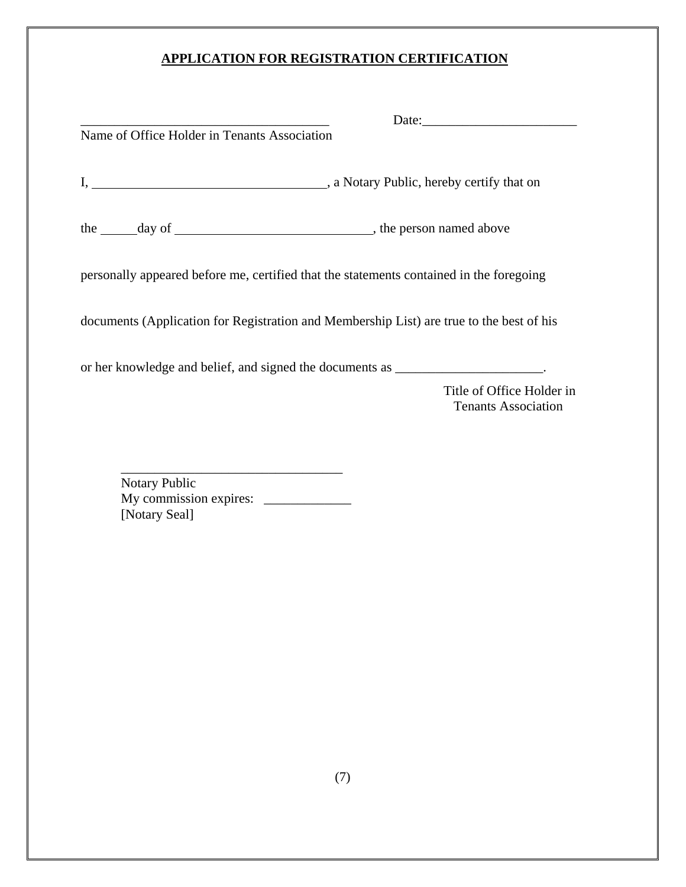# APPLICATION FOR REGISTRATION CERTIFICATION

_____________________________________ Date:_______________________

Name of Office Holder in Tenants Association

I, ___________________________________, a Notary Public, hereby certify that on

the _____day of _____________________________, the person named above

personally appeared before me, certified that the statements contained in the foregoing

documents (Application for Registration and Membership List) are true to the best of his

or her knowledge and belief, and signed the documents as ______________________.

Title of Office Holder in Tenants Association

_________________________________

Notary Public

My commission expires: _____________

[Notary Seal]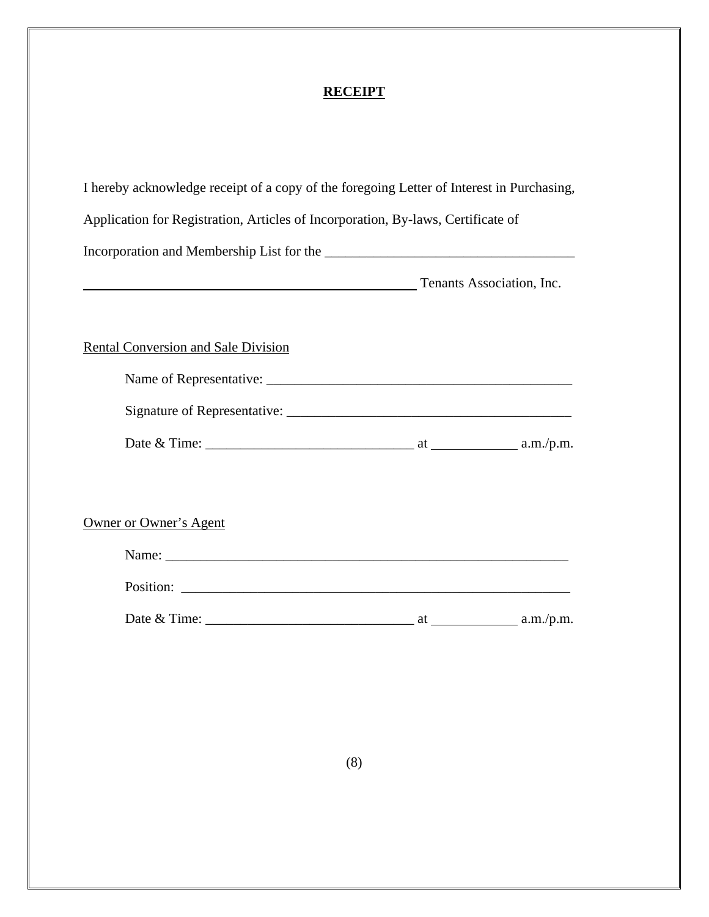# RECEIPT

I hereby acknowledge receipt of a copy of the foregoing Letter of Interest in Purchasing, Application for Registration, Articles of Incorporation, By-laws, Certificate of Incorporation and Membership List for the ____________________________________ ________________________________________________ Tenants Association, Inc.

Rental Conversion and Sale Division

Name of Representative: ____________________________________________

Signature of Representative: ________________________________________

Date & Time: ______________________________ at ____________ a.m./p.m.

Owner or Owner's Agent

Name: ___________________________________________________________

Position: _________________________________________________________

Date & Time: ______________________________ at ____________ a.m./p.m.